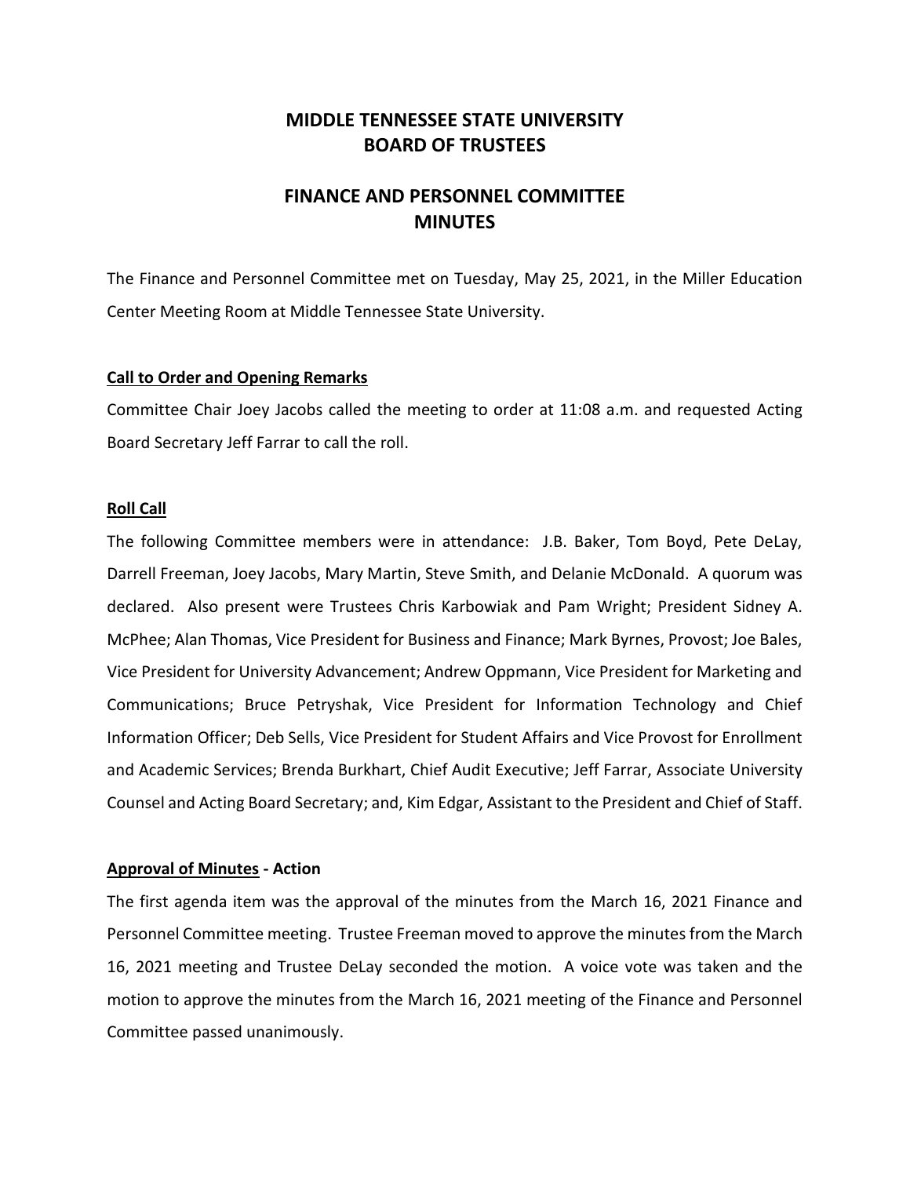# MIDDLE TENNESSEE STATE UNIVERSITY
# BOARD OF TRUSTEES

## FINANCE AND PERSONNEL COMMITTEE
## MINUTES

The Finance and Personnel Committee met on Tuesday, May 25, 2021, in the Miller Education Center Meeting Room at Middle Tennessee State University.

**Call to Order and Opening Remarks**

Committee Chair Joey Jacobs called the meeting to order at 11:08 a.m. and requested Acting Board Secretary Jeff Farrar to call the roll.

**Roll Call**

The following Committee members were in attendance: J.B. Baker, Tom Boyd, Pete DeLay, Darrell Freeman, Joey Jacobs, Mary Martin, Steve Smith, and Delanie McDonald. A quorum was declared. Also present were Trustees Chris Karbowiak and Pam Wright; President Sidney A. McPhee; Alan Thomas, Vice President for Business and Finance; Mark Byrnes, Provost; Joe Bales, Vice President for University Advancement; Andrew Oppmann, Vice President for Marketing and Communications; Bruce Petryshak, Vice President for Information Technology and Chief Information Officer; Deb Sells, Vice President for Student Affairs and Vice Provost for Enrollment and Academic Services; Brenda Burkhart, Chief Audit Executive; Jeff Farrar, Associate University Counsel and Acting Board Secretary; and, Kim Edgar, Assistant to the President and Chief of Staff.

**Approval of Minutes - Action**

The first agenda item was the approval of the minutes from the March 16, 2021 Finance and Personnel Committee meeting. Trustee Freeman moved to approve the minutes from the March 16, 2021 meeting and Trustee DeLay seconded the motion. A voice vote was taken and the motion to approve the minutes from the March 16, 2021 meeting of the Finance and Personnel Committee passed unanimously.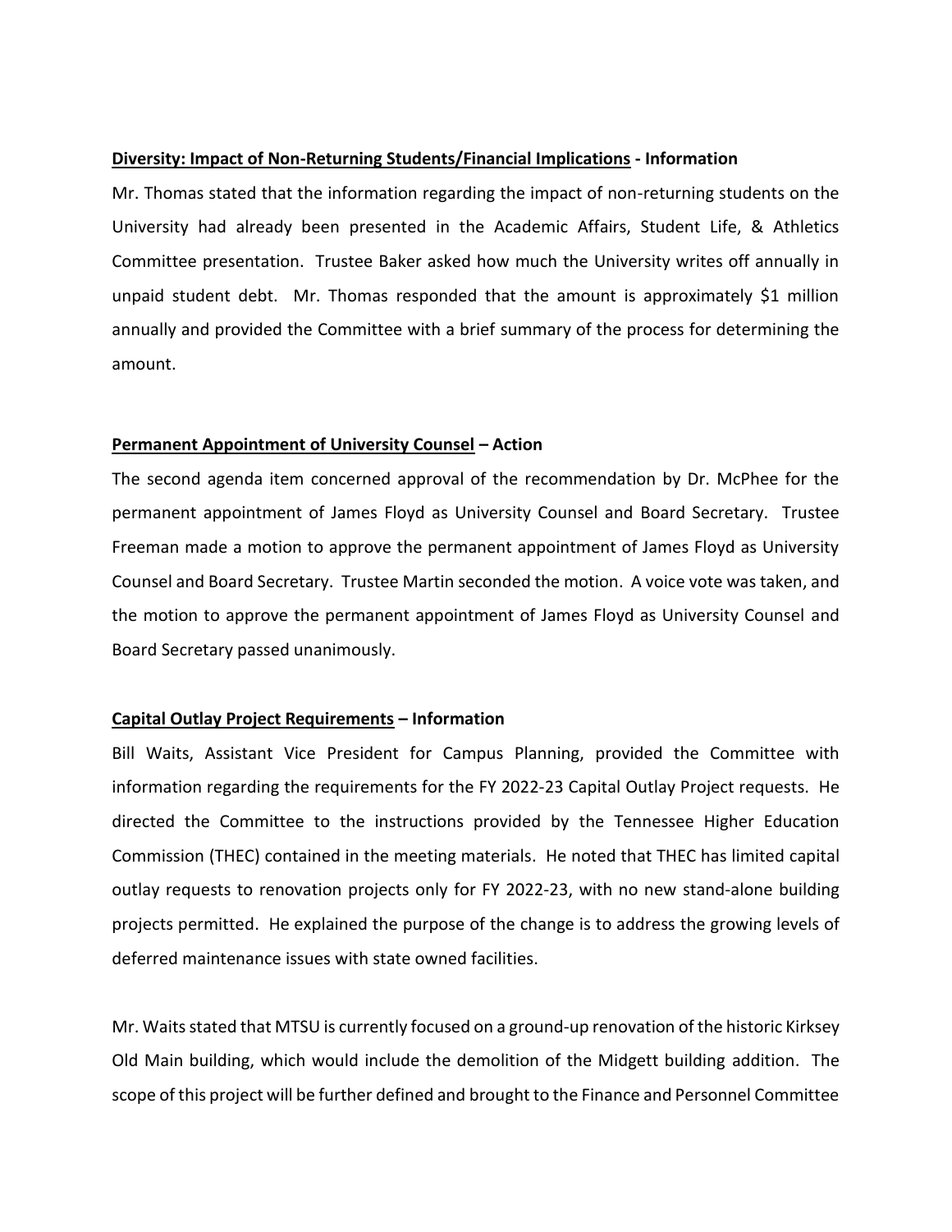**<u>Diversity: Impact of Non-Returning Students/Financial Implications</u> - Information**

Mr. Thomas stated that the information regarding the impact of non-returning students on the University had already been presented in the Academic Affairs, Student Life, & Athletics Committee presentation. Trustee Baker asked how much the University writes off annually in unpaid student debt. Mr. Thomas responded that the amount is approximately $1 million annually and provided the Committee with a brief summary of the process for determining the amount.

**<u>Permanent Appointment of University Counsel</u> – Action**

The second agenda item concerned approval of the recommendation by Dr. McPhee for the permanent appointment of James Floyd as University Counsel and Board Secretary. Trustee Freeman made a motion to approve the permanent appointment of James Floyd as University Counsel and Board Secretary. Trustee Martin seconded the motion. A voice vote was taken, and the motion to approve the permanent appointment of James Floyd as University Counsel and Board Secretary passed unanimously.

**<u>Capital Outlay Project Requirements</u> – Information**

Bill Waits, Assistant Vice President for Campus Planning, provided the Committee with information regarding the requirements for the FY 2022-23 Capital Outlay Project requests. He directed the Committee to the instructions provided by the Tennessee Higher Education Commission (THEC) contained in the meeting materials. He noted that THEC has limited capital outlay requests to renovation projects only for FY 2022-23, with no new stand-alone building projects permitted. He explained the purpose of the change is to address the growing levels of deferred maintenance issues with state owned facilities.

Mr. Waits stated that MTSU is currently focused on a ground-up renovation of the historic Kirksey Old Main building, which would include the demolition of the Midgett building addition. The scope of this project will be further defined and brought to the Finance and Personnel Committee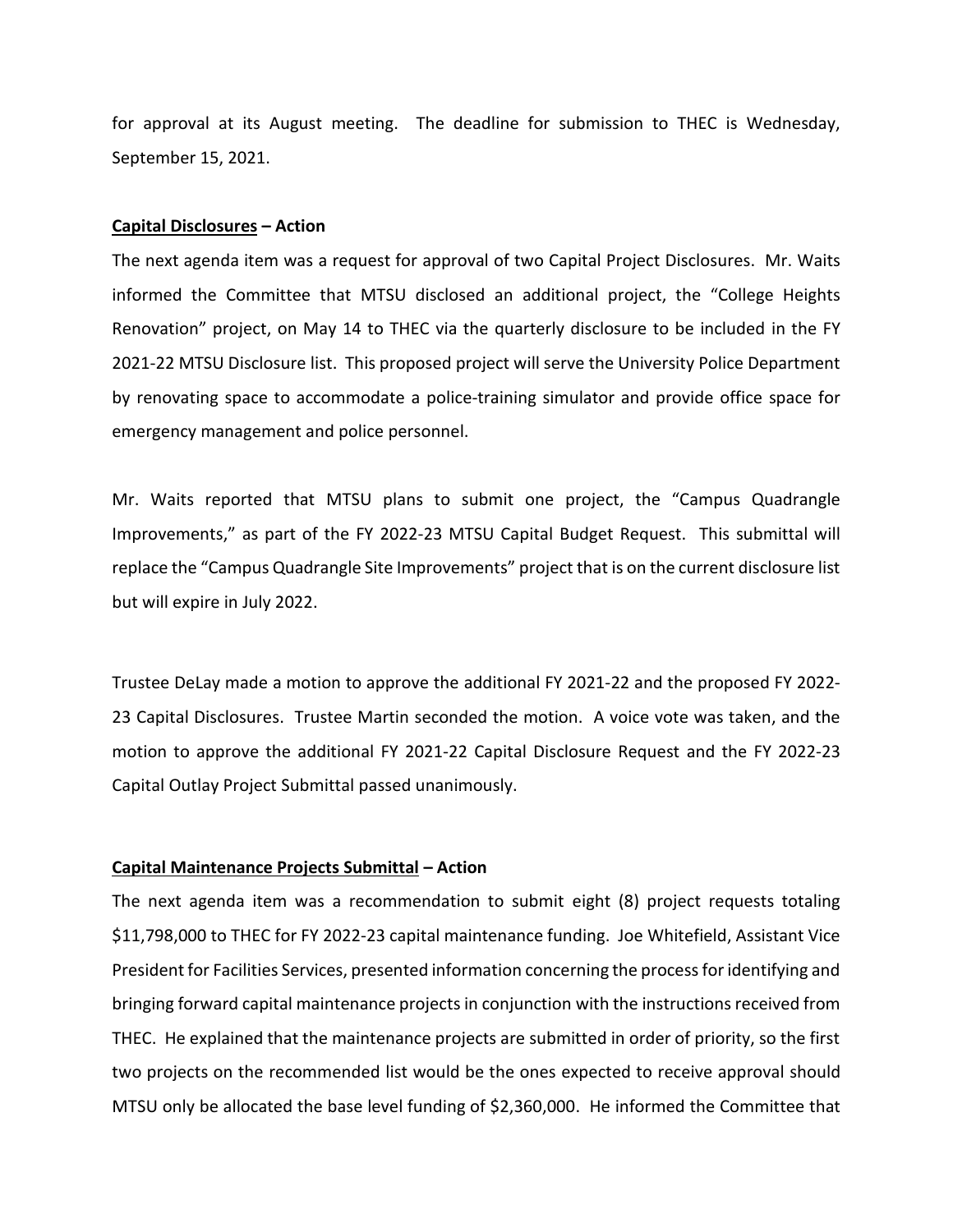for approval at its August meeting. The deadline for submission to THEC is Wednesday, September 15, 2021.

**Capital Disclosures – Action**

The next agenda item was a request for approval of two Capital Project Disclosures. Mr. Waits informed the Committee that MTSU disclosed an additional project, the "College Heights Renovation" project, on May 14 to THEC via the quarterly disclosure to be included in the FY 2021-22 MTSU Disclosure list. This proposed project will serve the University Police Department by renovating space to accommodate a police-training simulator and provide office space for emergency management and police personnel.

Mr. Waits reported that MTSU plans to submit one project, the "Campus Quadrangle Improvements," as part of the FY 2022-23 MTSU Capital Budget Request. This submittal will replace the "Campus Quadrangle Site Improvements" project that is on the current disclosure list but will expire in July 2022.

Trustee DeLay made a motion to approve the additional FY 2021-22 and the proposed FY 2022-23 Capital Disclosures. Trustee Martin seconded the motion. A voice vote was taken, and the motion to approve the additional FY 2021-22 Capital Disclosure Request and the FY 2022-23 Capital Outlay Project Submittal passed unanimously.

**Capital Maintenance Projects Submittal – Action**

The next agenda item was a recommendation to submit eight (8) project requests totaling $11,798,000 to THEC for FY 2022-23 capital maintenance funding. Joe Whitefield, Assistant Vice President for Facilities Services, presented information concerning the process for identifying and bringing forward capital maintenance projects in conjunction with the instructions received from THEC. He explained that the maintenance projects are submitted in order of priority, so the first two projects on the recommended list would be the ones expected to receive approval should MTSU only be allocated the base level funding of $2,360,000. He informed the Committee that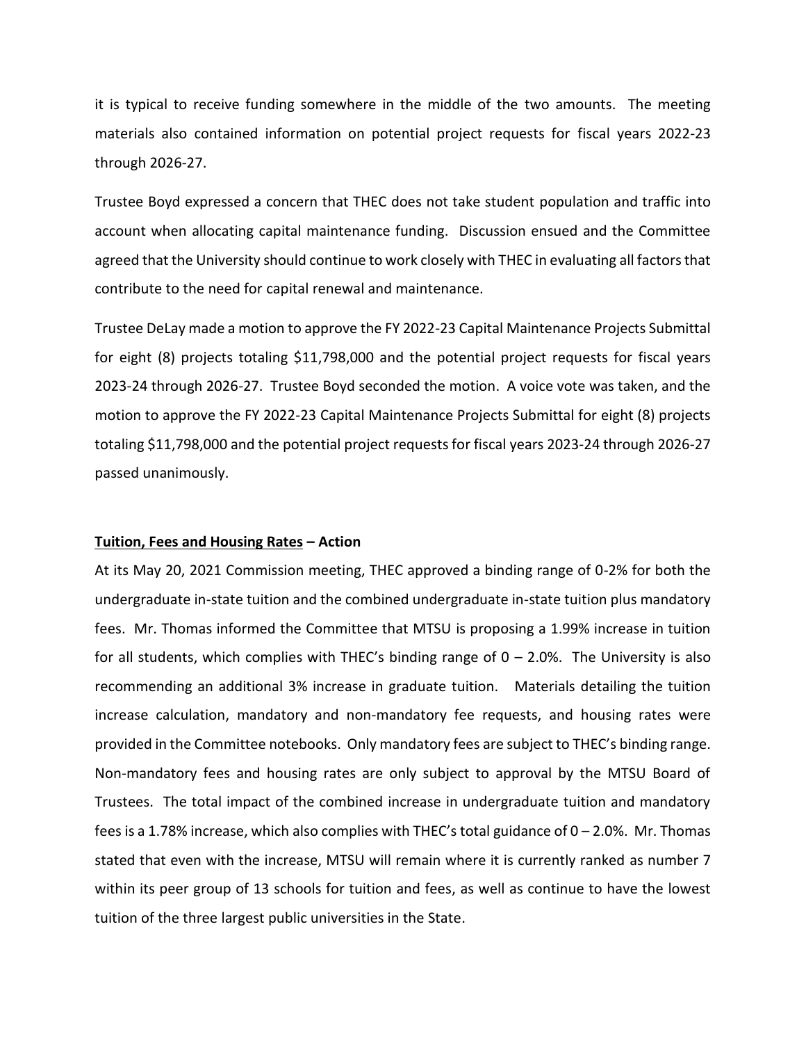it is typical to receive funding somewhere in the middle of the two amounts. The meeting materials also contained information on potential project requests for fiscal years 2022-23 through 2026-27.

Trustee Boyd expressed a concern that THEC does not take student population and traffic into account when allocating capital maintenance funding. Discussion ensued and the Committee agreed that the University should continue to work closely with THEC in evaluating all factors that contribute to the need for capital renewal and maintenance.

Trustee DeLay made a motion to approve the FY 2022-23 Capital Maintenance Projects Submittal for eight (8) projects totaling $11,798,000 and the potential project requests for fiscal years 2023-24 through 2026-27. Trustee Boyd seconded the motion. A voice vote was taken, and the motion to approve the FY 2022-23 Capital Maintenance Projects Submittal for eight (8) projects totaling $11,798,000 and the potential project requests for fiscal years 2023-24 through 2026-27 passed unanimously.

**Tuition, Fees and Housing Rates – Action**

At its May 20, 2021 Commission meeting, THEC approved a binding range of 0-2% for both the undergraduate in-state tuition and the combined undergraduate in-state tuition plus mandatory fees. Mr. Thomas informed the Committee that MTSU is proposing a 1.99% increase in tuition for all students, which complies with THEC's binding range of 0 – 2.0%. The University is also recommending an additional 3% increase in graduate tuition. Materials detailing the tuition increase calculation, mandatory and non-mandatory fee requests, and housing rates were provided in the Committee notebooks. Only mandatory fees are subject to THEC's binding range. Non-mandatory fees and housing rates are only subject to approval by the MTSU Board of Trustees. The total impact of the combined increase in undergraduate tuition and mandatory fees is a 1.78% increase, which also complies with THEC's total guidance of 0 – 2.0%. Mr. Thomas stated that even with the increase, MTSU will remain where it is currently ranked as number 7 within its peer group of 13 schools for tuition and fees, as well as continue to have the lowest tuition of the three largest public universities in the State.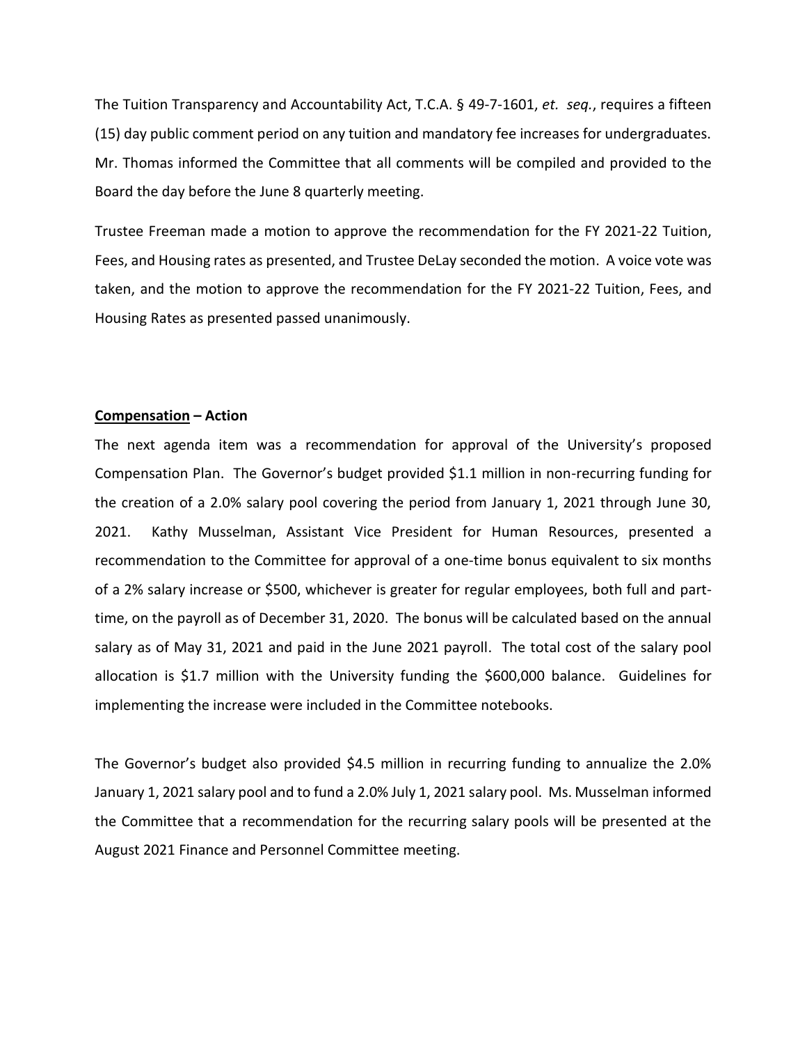The Tuition Transparency and Accountability Act, T.C.A. § 49-7-1601, *et. seq.*, requires a fifteen (15) day public comment period on any tuition and mandatory fee increases for undergraduates. Mr. Thomas informed the Committee that all comments will be compiled and provided to the Board the day before the June 8 quarterly meeting.

Trustee Freeman made a motion to approve the recommendation for the FY 2021-22 Tuition, Fees, and Housing rates as presented, and Trustee DeLay seconded the motion. A voice vote was taken, and the motion to approve the recommendation for the FY 2021-22 Tuition, Fees, and Housing Rates as presented passed unanimously.

**<u>Compensation</u> – Action**

The next agenda item was a recommendation for approval of the University's proposed Compensation Plan. The Governor's budget provided $1.1 million in non-recurring funding for the creation of a 2.0% salary pool covering the period from January 1, 2021 through June 30, 2021. Kathy Musselman, Assistant Vice President for Human Resources, presented a recommendation to the Committee for approval of a one-time bonus equivalent to six months of a 2% salary increase or $500, whichever is greater for regular employees, both full and part-time, on the payroll as of December 31, 2020. The bonus will be calculated based on the annual salary as of May 31, 2021 and paid in the June 2021 payroll. The total cost of the salary pool allocation is $1.7 million with the University funding the $600,000 balance. Guidelines for implementing the increase were included in the Committee notebooks.

The Governor's budget also provided $4.5 million in recurring funding to annualize the 2.0% January 1, 2021 salary pool and to fund a 2.0% July 1, 2021 salary pool. Ms. Musselman informed the Committee that a recommendation for the recurring salary pools will be presented at the August 2021 Finance and Personnel Committee meeting.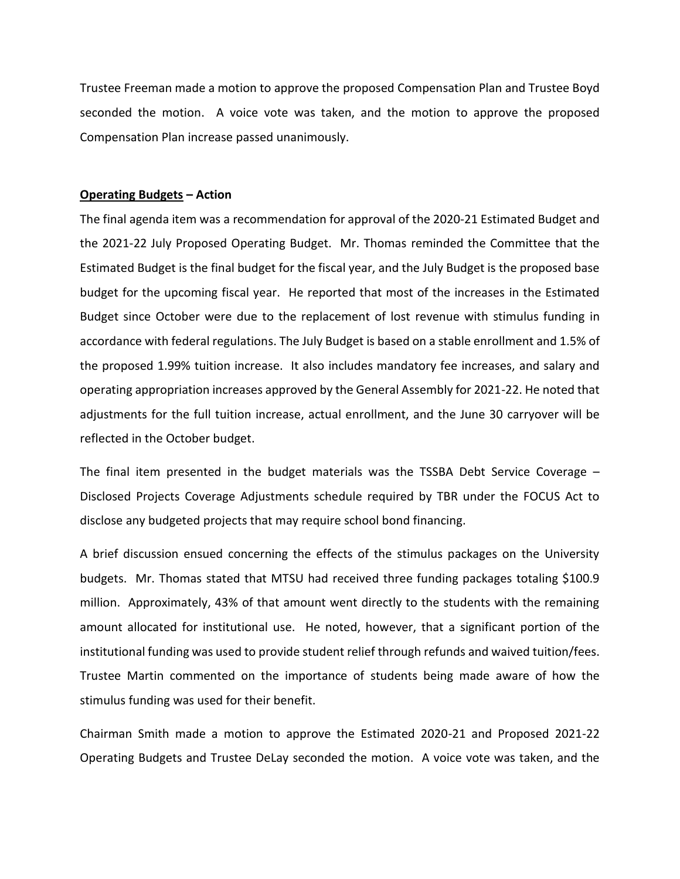Trustee Freeman made a motion to approve the proposed Compensation Plan and Trustee Boyd seconded the motion. A voice vote was taken, and the motion to approve the proposed Compensation Plan increase passed unanimously.

**Operating Budgets – Action**

The final agenda item was a recommendation for approval of the 2020-21 Estimated Budget and the 2021-22 July Proposed Operating Budget. Mr. Thomas reminded the Committee that the Estimated Budget is the final budget for the fiscal year, and the July Budget is the proposed base budget for the upcoming fiscal year. He reported that most of the increases in the Estimated Budget since October were due to the replacement of lost revenue with stimulus funding in accordance with federal regulations. The July Budget is based on a stable enrollment and 1.5% of the proposed 1.99% tuition increase. It also includes mandatory fee increases, and salary and operating appropriation increases approved by the General Assembly for 2021-22. He noted that adjustments for the full tuition increase, actual enrollment, and the June 30 carryover will be reflected in the October budget.

The final item presented in the budget materials was the TSSBA Debt Service Coverage – Disclosed Projects Coverage Adjustments schedule required by TBR under the FOCUS Act to disclose any budgeted projects that may require school bond financing.

A brief discussion ensued concerning the effects of the stimulus packages on the University budgets. Mr. Thomas stated that MTSU had received three funding packages totaling $100.9 million. Approximately, 43% of that amount went directly to the students with the remaining amount allocated for institutional use. He noted, however, that a significant portion of the institutional funding was used to provide student relief through refunds and waived tuition/fees. Trustee Martin commented on the importance of students being made aware of how the stimulus funding was used for their benefit.

Chairman Smith made a motion to approve the Estimated 2020-21 and Proposed 2021-22 Operating Budgets and Trustee DeLay seconded the motion. A voice vote was taken, and the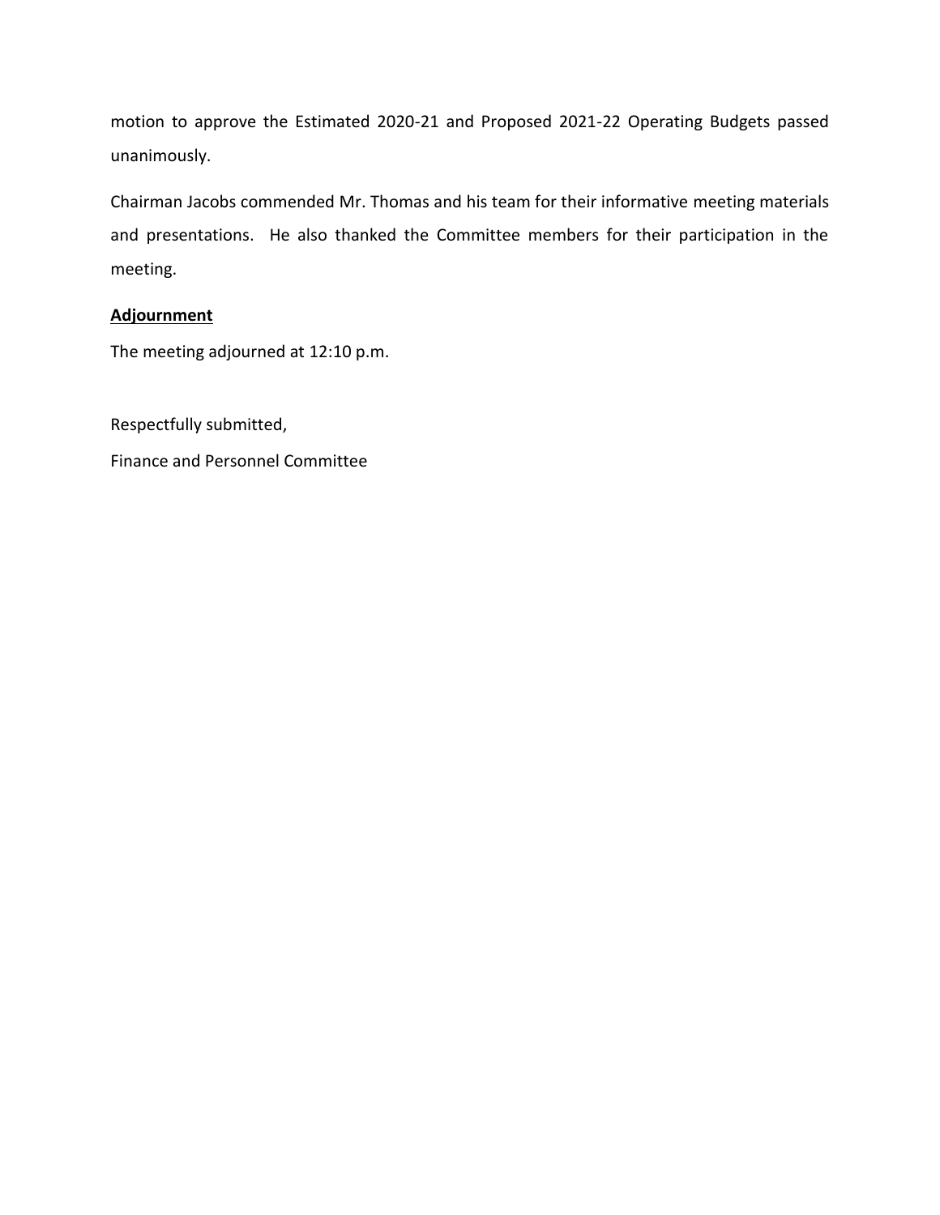motion to approve the Estimated 2020-21 and Proposed 2021-22 Operating Budgets passed unanimously.

Chairman Jacobs commended Mr. Thomas and his team for their informative meeting materials and presentations. He also thanked the Committee members for their participation in the meeting.

**Adjournment**

The meeting adjourned at 12:10 p.m.

Respectfully submitted,

Finance and Personnel Committee